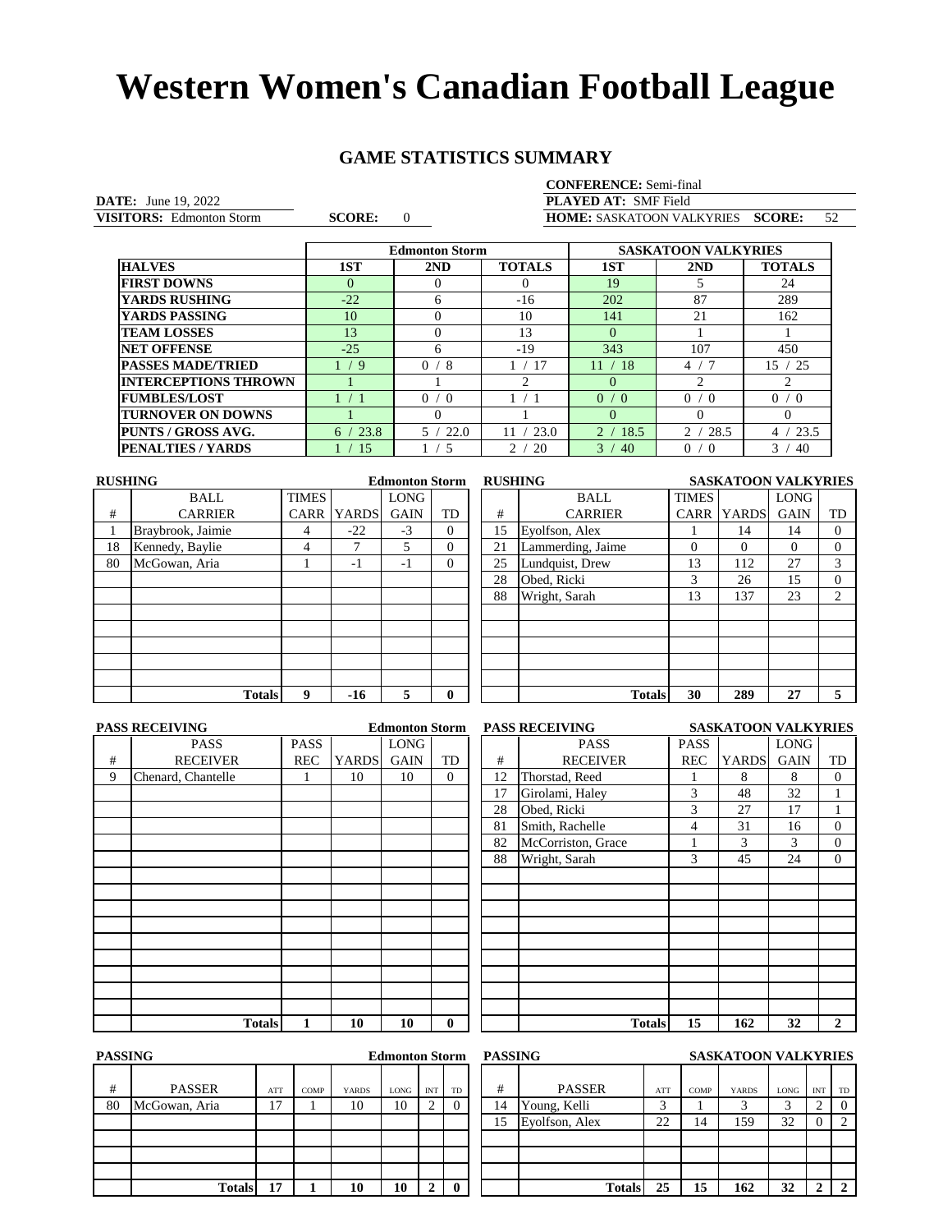# Western Women's Canadian Football League

## GAME STATISTICS SUMMARY

**CONFERENCE:** Semi-final

**DATE:** June 19, 2022

**PLAYED AT:** SMF Field

**VISITORS:** Edmonton Storm **SCORE:** 0

**HOME:** SASKATOON VALKYRIES **SCORE:** 52

| | Edmonton Storm | | | SASKATOON VALKYRIES | | |
|---|---|---|---|---|---|---|
| **HALVES** | **1ST** | **2ND** | **TOTALS** | **1ST** | **2ND** | **TOTALS** |
| **FIRST DOWNS** | 0 | 0 | 0 | 19 | 5 | 24 |
| **YARDS RUSHING** | -22 | 6 | -16 | 202 | 87 | 289 |
| **YARDS PASSING** | 10 | 0 | 10 | 141 | 21 | 162 |
| **TEAM LOSSES** | 13 | 0 | 13 | 0 | 1 | 1 |
| **NET OFFENSE** | -25 | 6 | -19 | 343 | 107 | 450 |
| **PASSES MADE/TRIED** | 1 / 9 | 0 / 8 | 1 / 17 | 11 / 18 | 4 / 7 | 15 / 25 |
| **INTERCEPTIONS THROWN** | 1 | 1 | 2 | 0 | 2 | 2 |
| **FUMBLES/LOST** | 1 / 1 | 0 / 0 | 1 / 1 | 0 / 0 | 0 / 0 | 0 / 0 |
| **TURNOVER ON DOWNS** | 1 | 0 | 1 | 0 | 0 | 0 |
| **PUNTS / GROSS AVG.** | 6 / 23.8 | 5 / 22.0 | 11 / 23.0 | 2 / 18.5 | 2 / 28.5 | 4 / 23.5 |
| **PENALTIES / YARDS** | 1 / 15 | 1 / 5 | 2 / 20 | 3 / 40 | 0 / 0 | 3 / 40 |

### RUSHING — Edmonton Storm

| # | BALL CARRIER | TIMES CARR | YARDS | LONG GAIN | TD |
|---|---|---|---|---|---|
| 1 | Braybrook, Jaimie | 4 | -22 | -3 | 0 |
| 18 | Kennedy, Baylie | 4 | 7 | 5 | 0 |
| 80 | McGowan, Aria | 1 | -1 | -1 | 0 |
| | **Totals** | **9** | **-16** | **5** | **0** |

### RUSHING — SASKATOON VALKYRIES

| # | BALL CARRIER | TIMES CARR | YARDS | LONG GAIN | TD |
|---|---|---|---|---|---|
| 15 | Eyolfson, Alex | 1 | 14 | 14 | 0 |
| 21 | Lammerding, Jaime | 0 | 0 | 0 | 0 |
| 25 | Lundquist, Drew | 13 | 112 | 27 | 3 |
| 28 | Obed, Ricki | 3 | 26 | 15 | 0 |
| 88 | Wright, Sarah | 13 | 137 | 23 | 2 |
| | **Totals** | **30** | **289** | **27** | **5** |

### PASS RECEIVING — Edmonton Storm

| # | PASS RECEIVER | PASS REC | YARDS | LONG GAIN | TD |
|---|---|---|---|---|---|
| 9 | Chenard, Chantelle | 1 | 10 | 10 | 0 |
| | **Totals** | **1** | **10** | **10** | **0** |

### PASS RECEIVING — SASKATOON VALKYRIES

| # | PASS RECEIVER | PASS REC | YARDS | LONG GAIN | TD |
|---|---|---|---|---|---|
| 12 | Thorstad, Reed | 1 | 8 | 8 | 0 |
| 17 | Girolami, Haley | 3 | 48 | 32 | 1 |
| 28 | Obed, Ricki | 3 | 27 | 17 | 1 |
| 81 | Smith, Rachelle | 4 | 31 | 16 | 0 |
| 82 | McCorriston, Grace | 1 | 3 | 3 | 0 |
| 88 | Wright, Sarah | 3 | 45 | 24 | 0 |
| | **Totals** | **15** | **162** | **32** | **2** |

### PASSING — Edmonton Storm

| # | PASSER | ATT | COMP | YARDS | LONG | INT | TD |
|---|---|---|---|---|---|---|---|
| 80 | McGowan, Aria | 17 | 1 | 10 | 10 | 2 | 0 |
| | **Totals** | **17** | **1** | **10** | **10** | **2** | **0** |

### PASSING — SASKATOON VALKYRIES

| # | PASSER | ATT | COMP | YARDS | LONG | INT | TD |
|---|---|---|---|---|---|---|---|
| 14 | Young, Kelli | 3 | 1 | 3 | 3 | 2 | 0 |
| 15 | Eyolfson, Alex | 22 | 14 | 159 | 32 | 0 | 2 |
| | **Totals** | **25** | **15** | **162** | **32** | **2** | **2** |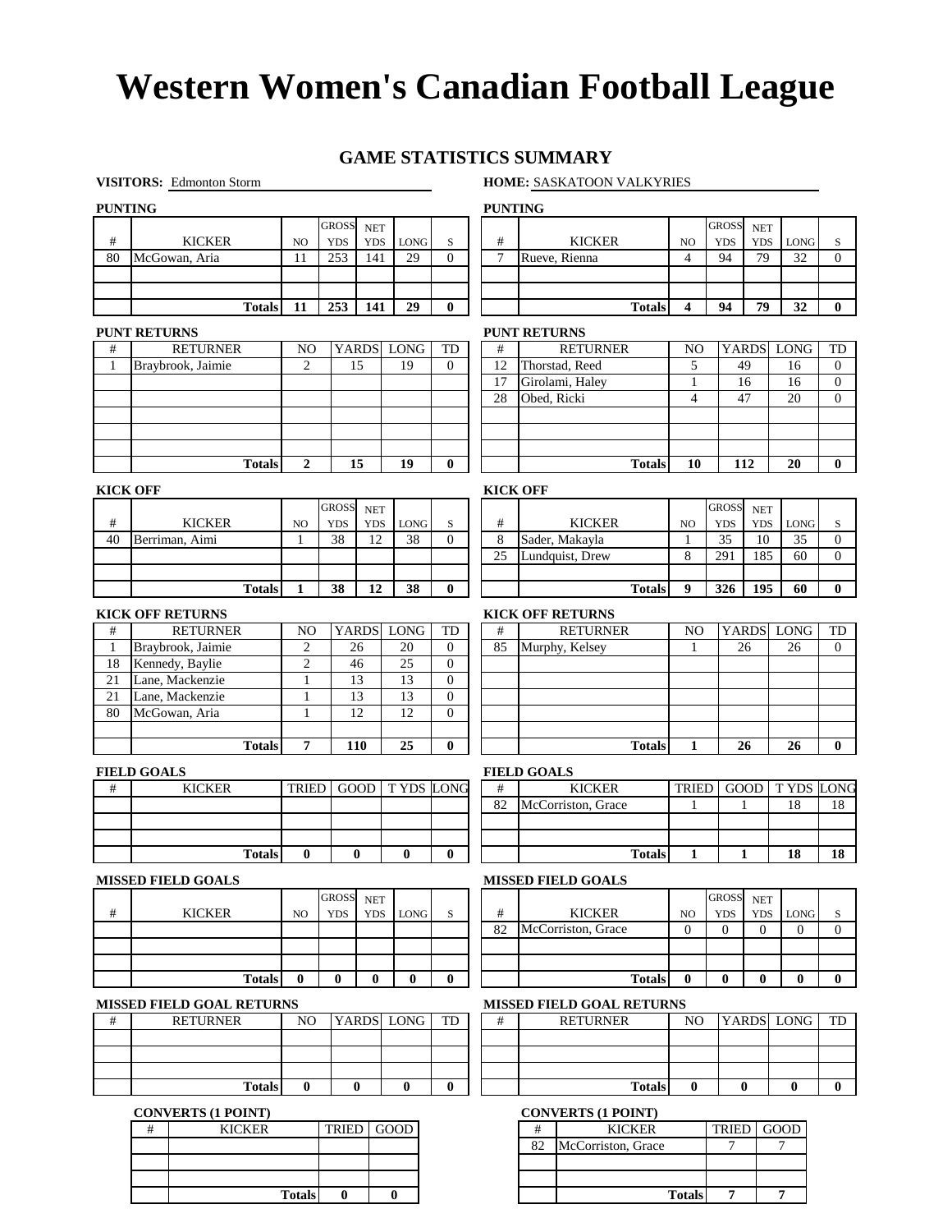# Western Women's Canadian Football League

## GAME STATISTICS SUMMARY

**VISITORS:** Edmonton Storm

**HOME:** SASKATOON VALKYRIES

### VISITORS: Edmonton Storm

**PUNTING**

| # | KICKER | NO | GROSS YDS | NET YDS | LONG | S |
|---|---|---|---|---|---|---|
| 80 | McGowan, Aria | 11 | 253 | 141 | 29 | 0 |
| | | | | | | |
| | | | | | | |
| | **Totals** | **11** | **253** | **141** | **29** | **0** |

**PUNT RETURNS**

| # | RETURNER | NO | YARDS | LONG | TD |
|---|---|---|---|---|---|
| 1 | Braybrook, Jaimie | 2 | 15 | 19 | 0 |
| | | | | | |
| | | | | | |
| | | | | | |
| | | | | | |
| | | | | | |
| | **Totals** | **2** | **15** | **19** | **0** |

**KICK OFF**

| # | KICKER | NO | GROSS YDS | NET YDS | LONG | S |
|---|---|---|---|---|---|---|
| 40 | Berriman, Aimi | 1 | 38 | 12 | 38 | 0 |
| | | | | | | |
| | | | | | | |
| | **Totals** | **1** | **38** | **12** | **38** | **0** |

**KICK OFF RETURNS**

| # | RETURNER | NO | YARDS | LONG | TD |
|---|---|---|---|---|---|
| 1 | Braybrook, Jaimie | 2 | 26 | 20 | 0 |
| 18 | Kennedy, Baylie | 2 | 46 | 25 | 0 |
| 21 | Lane, Mackenzie | 1 | 13 | 13 | 0 |
| 21 | Lane, Mackenzie | 1 | 13 | 13 | 0 |
| 80 | McGowan, Aria | 1 | 12 | 12 | 0 |
| | | | | | |
| | **Totals** | **7** | **110** | **25** | **0** |

**FIELD GOALS**

| # | KICKER | TRIED | GOOD | T YDS | LONG |
|---|---|---|---|---|---|
| | | | | | |
| | | | | | |
| | | | | | |
| | **Totals** | **0** | **0** | **0** | **0** |

**MISSED FIELD GOALS**

| # | KICKER | NO | GROSS YDS | NET YDS | LONG | S |
|---|---|---|---|---|---|---|
| | | | | | | |
| | | | | | | |
| | | | | | | |
| | **Totals** | **0** | **0** | **0** | **0** | **0** |

**MISSED FIELD GOAL RETURNS**

| # | RETURNER | NO | YARDS | LONG | TD |
|---|---|---|---|---|---|
| | | | | | |
| | | | | | |
| | | | | | |
| | **Totals** | **0** | **0** | **0** | **0** |

**CONVERTS (1 POINT)**

| # | KICKER | TRIED | GOOD |
|---|---|---|---|
| | | | |
| | | | |
| | | | |
| | **Totals** | **0** | **0** |

### HOME: SASKATOON VALKYRIES

**PUNTING**

| # | KICKER | NO | GROSS YDS | NET YDS | LONG | S |
|---|---|---|---|---|---|---|
| 7 | Rueve, Rienna | 4 | 94 | 79 | 32 | 0 |
| | | | | | | |
| | | | | | | |
| | **Totals** | **4** | **94** | **79** | **32** | **0** |

**PUNT RETURNS**

| # | RETURNER | NO | YARDS | LONG | TD |
|---|---|---|---|---|---|
| 12 | Thorstad, Reed | 5 | 49 | 16 | 0 |
| 17 | Girolami, Haley | 1 | 16 | 16 | 0 |
| 28 | Obed, Ricki | 4 | 47 | 20 | 0 |
| | | | | | |
| | | | | | |
| | | | | | |
| | **Totals** | **10** | **112** | **20** | **0** |

**KICK OFF**

| # | KICKER | NO | GROSS YDS | NET YDS | LONG | S |
|---|---|---|---|---|---|---|
| 8 | Sader, Makayla | 1 | 35 | 10 | 35 | 0 |
| 25 | Lundquist, Drew | 8 | 291 | 185 | 60 | 0 |
| | | | | | | |
| | **Totals** | **9** | **326** | **195** | **60** | **0** |

**KICK OFF RETURNS**

| # | RETURNER | NO | YARDS | LONG | TD |
|---|---|---|---|---|---|
| 85 | Murphy, Kelsey | 1 | 26 | 26 | 0 |
| | | | | | |
| | | | | | |
| | | | | | |
| | | | | | |
| | | | | | |
| | **Totals** | **1** | **26** | **26** | **0** |

**FIELD GOALS**

| # | KICKER | TRIED | GOOD | T YDS | LONG |
|---|---|---|---|---|---|
| 82 | McCorriston, Grace | 1 | 1 | 18 | 18 |
| | | | | | |
| | | | | | |
| | **Totals** | **1** | **1** | **18** | **18** |

**MISSED FIELD GOALS**

| # | KICKER | NO | GROSS YDS | NET YDS | LONG | S |
|---|---|---|---|---|---|---|
| 82 | McCorriston, Grace | 0 | 0 | 0 | 0 | 0 |
| | | | | | | |
| | | | | | | |
| | **Totals** | **0** | **0** | **0** | **0** | **0** |

**MISSED FIELD GOAL RETURNS**

| # | RETURNER | NO | YARDS | LONG | TD |
|---|---|---|---|---|---|
| | | | | | |
| | | | | | |
| | | | | | |
| | **Totals** | **0** | **0** | **0** | **0** |

**CONVERTS (1 POINT)**

| # | KICKER | TRIED | GOOD |
|---|---|---|---|
| 82 | McCorriston, Grace | 7 | 7 |
| | | | |
| | | | |
| | **Totals** | **7** | **7** |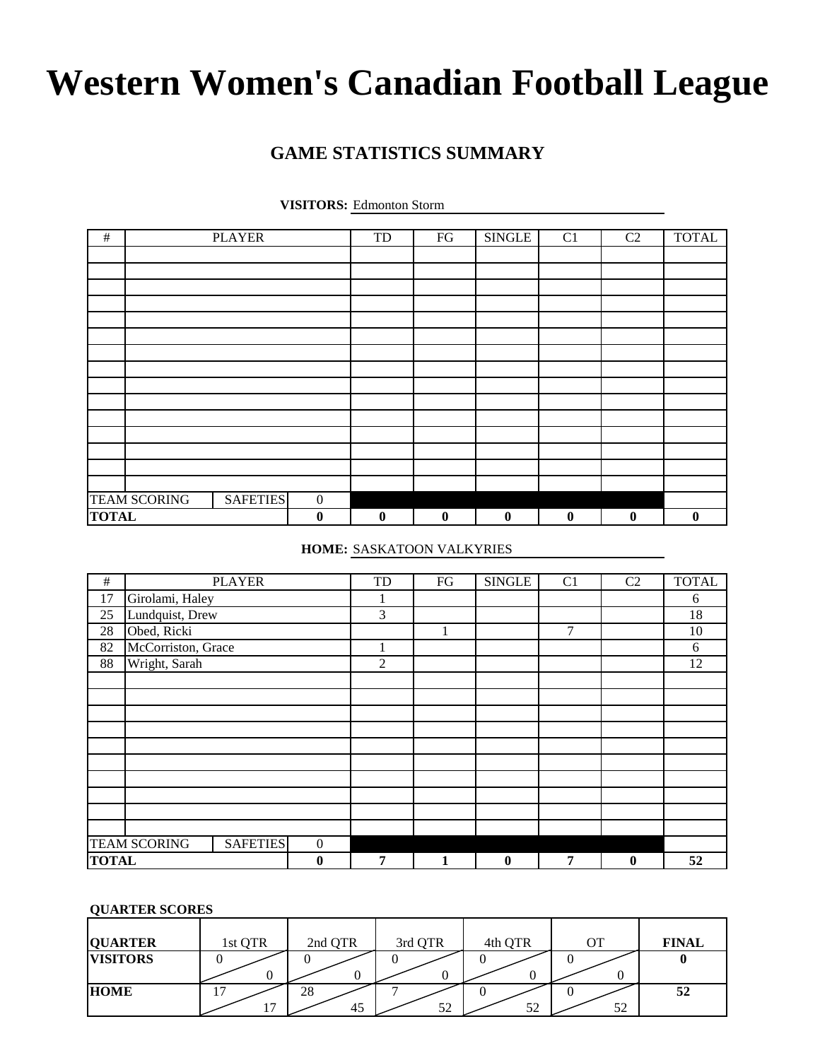# Western Women's Canadian Football League

## GAME STATISTICS SUMMARY

**VISITORS:** Edmonton Storm

| # | PLAYER | | TD | FG | SINGLE | C1 | C2 | TOTAL |
|---|---|---|---|---|---|---|---|---|
| | | | | | | | | |
| | | | | | | | | |
| | | | | | | | | |
| | | | | | | | | |
| | | | | | | | | |
| | | | | | | | | |
| | | | | | | | | |
| | | | | | | | | |
| | | | | | | | | |
| | | | | | | | | |
| | | | | | | | | |
| | | | | | | | | |
| | | | | | | | | |
| | | | | | | | | |
| | | | | | | | | |
| TEAM SCORING | SAFETIES | 0 | | | | | | |
| **TOTAL** | | **0** | **0** | **0** | **0** | **0** | **0** | **0** |

**HOME:** SASKATOON VALKYRIES

| # | PLAYER | | TD | FG | SINGLE | C1 | C2 | TOTAL |
|---|---|---|---|---|---|---|---|---|
| 17 | Girolami, Haley | | 1 | | | | | 6 |
| 25 | Lundquist, Drew | | 3 | | | | | 18 |
| 28 | Obed, Ricki | | | 1 | | 7 | | 10 |
| 82 | McCorriston, Grace | | 1 | | | | | 6 |
| 88 | Wright, Sarah | | 2 | | | | | 12 |
| | | | | | | | | |
| | | | | | | | | |
| | | | | | | | | |
| | | | | | | | | |
| | | | | | | | | |
| | | | | | | | | |
| | | | | | | | | |
| | | | | | | | | |
| | | | | | | | | |
| | | | | | | | | |
| TEAM SCORING | SAFETIES | 0 | | | | | | |
| **TOTAL** | | **0** | **7** | **1** | **0** | **7** | **0** | **52** |

**QUARTER SCORES**

| **QUARTER** | 1st QTR | 2nd QTR | 3rd QTR | 4th QTR | OT | **FINAL** |
|---|---|---|---|---|---|---|
| **VISITORS** | 0 / 0 | 0 / 0 | 0 / 0 | 0 / 0 | 0 / 0 | **0** |
| **HOME** | 17 / 17 | 28 / 45 | 7 / 52 | 0 / 52 | 0 / 52 | **52** |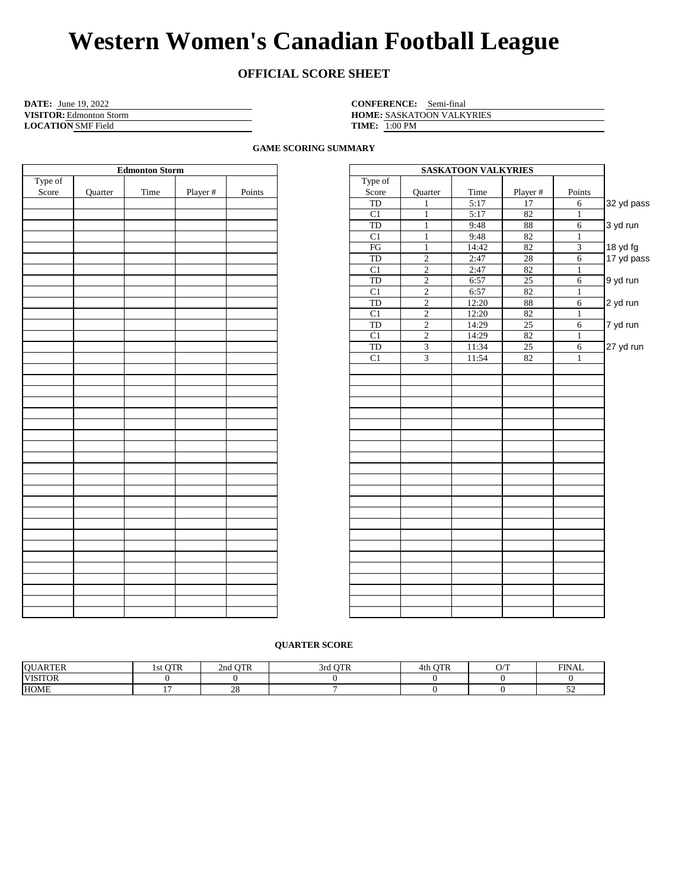# Western Women's Canadian Football League

## OFFICIAL SCORE SHEET

**DATE:** June 19, 2022
**VISITOR:** Edmonton Storm
**LOCATION** SMF Field

**CONFERENCE:** Semi-final
**HOME:** SASKATOON VALKYRIES
**TIME:** 1:00 PM

### GAME SCORING SUMMARY

| Edmonton Storm | | | | |
|---|---|---|---|---|
| Type of Score | Quarter | Time | Player # | Points |
| | | | | |

| SASKATOON VALKYRIES | | | | | |
|---|---|---|---|---|---|
| Type of Score | Quarter | Time | Player # | Points | |
| TD | 1 | 5:17 | 17 | 6 | 32 yd pass |
| C1 | 1 | 5:17 | 82 | 1 | |
| TD | 1 | 9:48 | 88 | 6 | 3 yd run |
| C1 | 1 | 9:48 | 82 | 1 | |
| FG | 1 | 14:42 | 82 | 3 | 18 yd fg |
| TD | 2 | 2:47 | 28 | 6 | 17 yd pass |
| C1 | 2 | 2:47 | 82 | 1 | |
| TD | 2 | 6:57 | 25 | 6 | 9 yd run |
| C1 | 2 | 6:57 | 82 | 1 | |
| TD | 2 | 12:20 | 88 | 6 | 2 yd run |
| C1 | 2 | 12:20 | 82 | 1 | |
| TD | 2 | 14:29 | 25 | 6 | 7 yd run |
| C1 | 2 | 14:29 | 82 | 1 | |
| TD | 3 | 11:34 | 25 | 6 | 27 yd run |
| C1 | 3 | 11:54 | 82 | 1 | |

### QUARTER SCORE

| QUARTER | 1st QTR | 2nd QTR | 3rd QTR | 4th QTR | O/T | FINAL |
|---|---|---|---|---|---|---|
| VISITOR | 0 | 0 | 0 | 0 | 0 | 0 |
| HOME | 17 | 28 | 7 | 0 | 0 | 52 |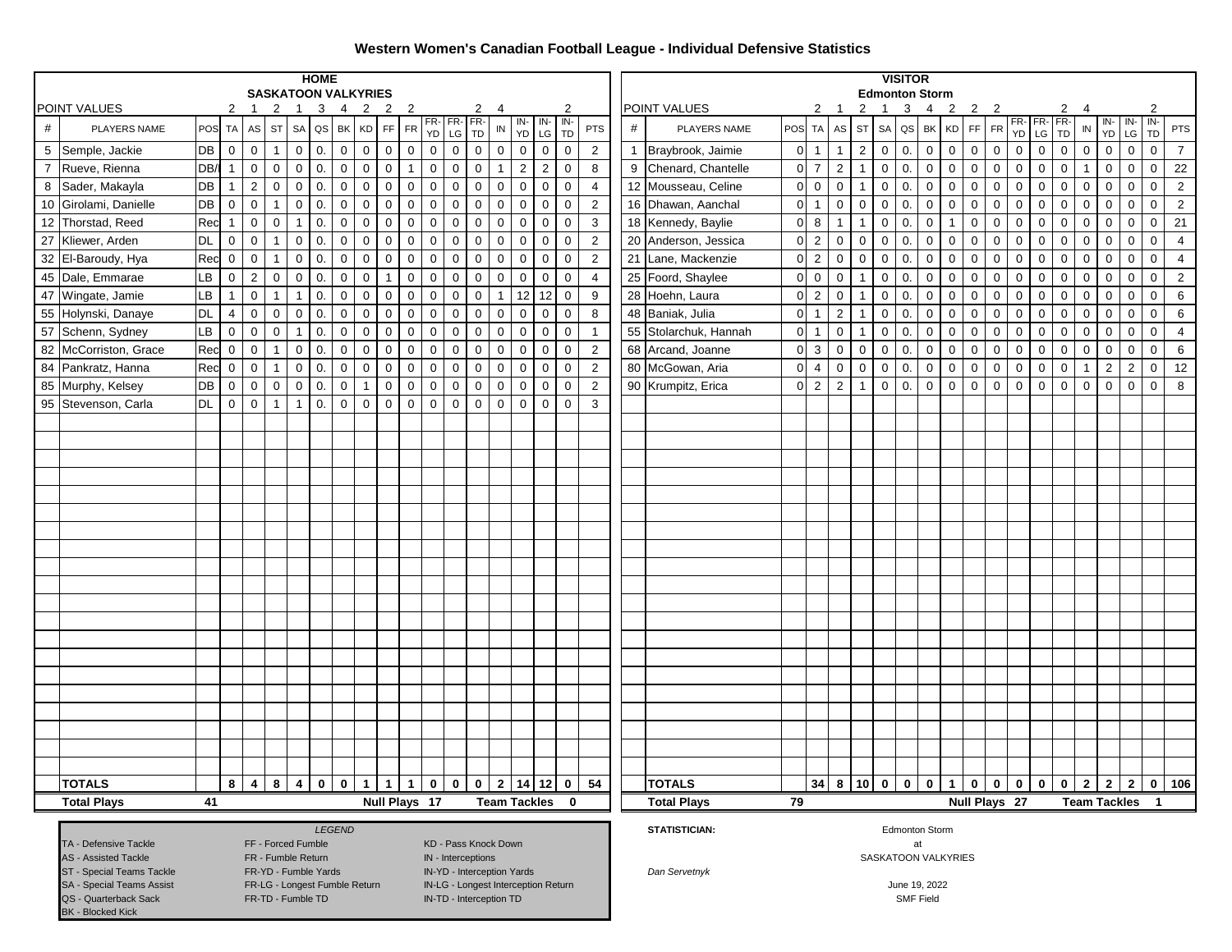## Western Women's Canadian Football League - Individual Defensive Statistics

**HOME**
**SASKATOON VALKYRIES**

| # | PLAYERS NAME | POS | TA | AS | ST | SA | QS | BK | KD | FF | FR | FR-YD | FR-LG | FR-TD | IN | IN-YD | IN-LG | IN-TD | PTS |
|---|---|---|---|---|---|---|---|---|---|---|---|---|---|---|---|---|---|---|---|
| POINT VALUES | | | 2 | 1 | 2 | 1 | 3 | 4 | 2 | 2 | 2 | | | 2 | 4 | | | 2 | |
| 5 | Semple, Jackie | DB | 0 | 0 | 1 | 0 | 0. | 0 | 0 | 0 | 0 | 0 | 0 | 0 | 0 | 0 | 0 | 0 | 2 |
| 7 | Rueve, Rienna | DB/ | 1 | 0 | 0 | 0 | 0. | 0 | 0 | 0 | 1 | 0 | 0 | 0 | 1 | 2 | 2 | 0 | 8 |
| 8 | Sader, Makayla | DB | 1 | 2 | 0 | 0 | 0. | 0 | 0 | 0 | 0 | 0 | 0 | 0 | 0 | 0 | 0 | 0 | 4 |
| 10 | Girolami, Danielle | DB | 0 | 0 | 1 | 0 | 0. | 0 | 0 | 0 | 0 | 0 | 0 | 0 | 0 | 0 | 0 | 0 | 2 |
| 12 | Thorstad, Reed | Rec | 1 | 0 | 0 | 1 | 0. | 0 | 0 | 0 | 0 | 0 | 0 | 0 | 0 | 0 | 0 | 0 | 3 |
| 27 | Kliewer, Arden | DL | 0 | 0 | 1 | 0 | 0. | 0 | 0 | 0 | 0 | 0 | 0 | 0 | 0 | 0 | 0 | 0 | 2 |
| 32 | El-Baroudy, Hya | Rec | 0 | 0 | 1 | 0 | 0. | 0 | 0 | 0 | 0 | 0 | 0 | 0 | 0 | 0 | 0 | 0 | 2 |
| 45 | Dale, Emmarae | LB | 0 | 2 | 0 | 0 | 0. | 0 | 0 | 1 | 0 | 0 | 0 | 0 | 0 | 0 | 0 | 0 | 4 |
| 47 | Wingate, Jamie | LB | 1 | 0 | 1 | 1 | 0. | 0 | 0 | 0 | 0 | 0 | 0 | 0 | 1 | 12 | 12 | 0 | 9 |
| 55 | Holynski, Danaye | DL | 4 | 0 | 0 | 0 | 0. | 0 | 0 | 0 | 0 | 0 | 0 | 0 | 0 | 0 | 0 | 0 | 8 |
| 57 | Schenn, Sydney | LB | 0 | 0 | 0 | 1 | 0. | 0 | 0 | 0 | 0 | 0 | 0 | 0 | 0 | 0 | 0 | 0 | 1 |
| 82 | McCorriston, Grace | Rec | 0 | 0 | 1 | 0 | 0. | 0 | 0 | 0 | 0 | 0 | 0 | 0 | 0 | 0 | 0 | 0 | 2 |
| 84 | Pankratz, Hanna | Rec | 0 | 0 | 1 | 0 | 0. | 0 | 0 | 0 | 0 | 0 | 0 | 0 | 0 | 0 | 0 | 0 | 2 |
| 85 | Murphy, Kelsey | DB | 0 | 0 | 0 | 0 | 0. | 0 | 1 | 0 | 0 | 0 | 0 | 0 | 0 | 0 | 0 | 0 | 2 |
| 95 | Stevenson, Carla | DL | 0 | 0 | 1 | 1 | 0. | 0 | 0 | 0 | 0 | 0 | 0 | 0 | 0 | 0 | 0 | 0 | 3 |
| | **TOTALS** | | **8** | **4** | **8** | **4** | **0** | **0** | **1** | **1** | **1** | **0** | **0** | **0** | **2** | **14** | **12** | **0** | **54** |
| | **Total Plays** | **41** | | | | | | | | **Null Plays** | **17** | | | **Team Tackles** | | | **0** | | |

**VISITOR**
**Edmonton Storm**

| # | PLAYERS NAME | POS | TA | AS | ST | SA | QS | BK | KD | FF | FR | FR-YD | FR-LG | FR-TD | IN | IN-YD | IN-LG | IN-TD | PTS |
|---|---|---|---|---|---|---|---|---|---|---|---|---|---|---|---|---|---|---|---|
| POINT VALUES | | | 2 | 1 | 2 | 1 | 3 | 4 | 2 | 2 | 2 | | | 2 | 4 | | | 2 | |
| 1 | Braybrook, Jaimie | 0 | 1 | 1 | 2 | 0 | 0. | 0 | 0 | 0 | 0 | 0 | 0 | 0 | 0 | 0 | 0 | 0 | 7 |
| 9 | Chenard, Chantelle | 0 | 7 | 2 | 1 | 0 | 0. | 0 | 0 | 0 | 0 | 0 | 0 | 0 | 1 | 0 | 0 | 0 | 22 |
| 12 | Mousseau, Celine | 0 | 0 | 0 | 1 | 0 | 0. | 0 | 0 | 0 | 0 | 0 | 0 | 0 | 0 | 0 | 0 | 0 | 2 |
| 16 | Dhawan, Aanchal | 0 | 1 | 0 | 0 | 0 | 0. | 0 | 0 | 0 | 0 | 0 | 0 | 0 | 0 | 0 | 0 | 0 | 2 |
| 18 | Kennedy, Baylie | 0 | 8 | 1 | 1 | 0 | 0. | 0 | 1 | 0 | 0 | 0 | 0 | 0 | 0 | 0 | 0 | 0 | 21 |
| 20 | Anderson, Jessica | 0 | 2 | 0 | 0 | 0 | 0. | 0 | 0 | 0 | 0 | 0 | 0 | 0 | 0 | 0 | 0 | 0 | 4 |
| 21 | Lane, Mackenzie | 0 | 2 | 0 | 0 | 0 | 0. | 0 | 0 | 0 | 0 | 0 | 0 | 0 | 0 | 0 | 0 | 0 | 4 |
| 25 | Foord, Shaylee | 0 | 0 | 0 | 1 | 0 | 0. | 0 | 0 | 0 | 0 | 0 | 0 | 0 | 0 | 0 | 0 | 0 | 2 |
| 28 | Hoehn, Laura | 0 | 2 | 0 | 1 | 0 | 0. | 0 | 0 | 0 | 0 | 0 | 0 | 0 | 0 | 0 | 0 | 0 | 6 |
| 48 | Baniak, Julia | 0 | 1 | 2 | 1 | 0 | 0. | 0 | 0 | 0 | 0 | 0 | 0 | 0 | 0 | 0 | 0 | 0 | 6 |
| 55 | Stolarchuk, Hannah | 0 | 1 | 0 | 1 | 0 | 0. | 0 | 0 | 0 | 0 | 0 | 0 | 0 | 0 | 0 | 0 | 0 | 4 |
| 68 | Arcand, Joanne | 0 | 3 | 0 | 0 | 0 | 0. | 0 | 0 | 0 | 0 | 0 | 0 | 0 | 0 | 0 | 0 | 0 | 6 |
| 80 | McGowan, Aria | 0 | 4 | 0 | 0 | 0 | 0. | 0 | 0 | 0 | 0 | 0 | 0 | 0 | 1 | 2 | 2 | 0 | 12 |
| 90 | Krumpitz, Erica | 0 | 2 | 2 | 1 | 0 | 0. | 0 | 0 | 0 | 0 | 0 | 0 | 0 | 0 | 0 | 0 | 0 | 8 |
| | **TOTALS** | | **34** | **8** | **10** | **0** | **0** | **0** | **1** | **0** | **0** | **0** | **0** | **0** | **2** | **2** | **2** | **0** | **106** |
| | **Total Plays** | **79** | | | | | | | | **Null Plays** | **27** | | | **Team Tackles** | | | **1** | | |

*LEGEND*

| | | |
|---|---|---|
| TA - Defensive Tackle | FF - Forced Fumble | KD - Pass Knock Down |
| AS - Assisted Tackle | FR - Fumble Return | IN - Interceptions |
| ST - Special Teams Tackle | FR-YD - Fumble Yards | IN-YD - Interception Yards |
| SA - Special Teams Assist | FR-LG - Longest Fumble Return | IN-LG - Longest Interception Return |
| QS - Quarterback Sack | FR-TD - Fumble TD | IN-TD - Interception TD |
| BK - Blocked Kick | | |

**STATISTICIAN:**

*Dan Servetnyk*

Edmonton Storm
at
SASKATOON VALKYRIES

June 19, 2022
SMF Field